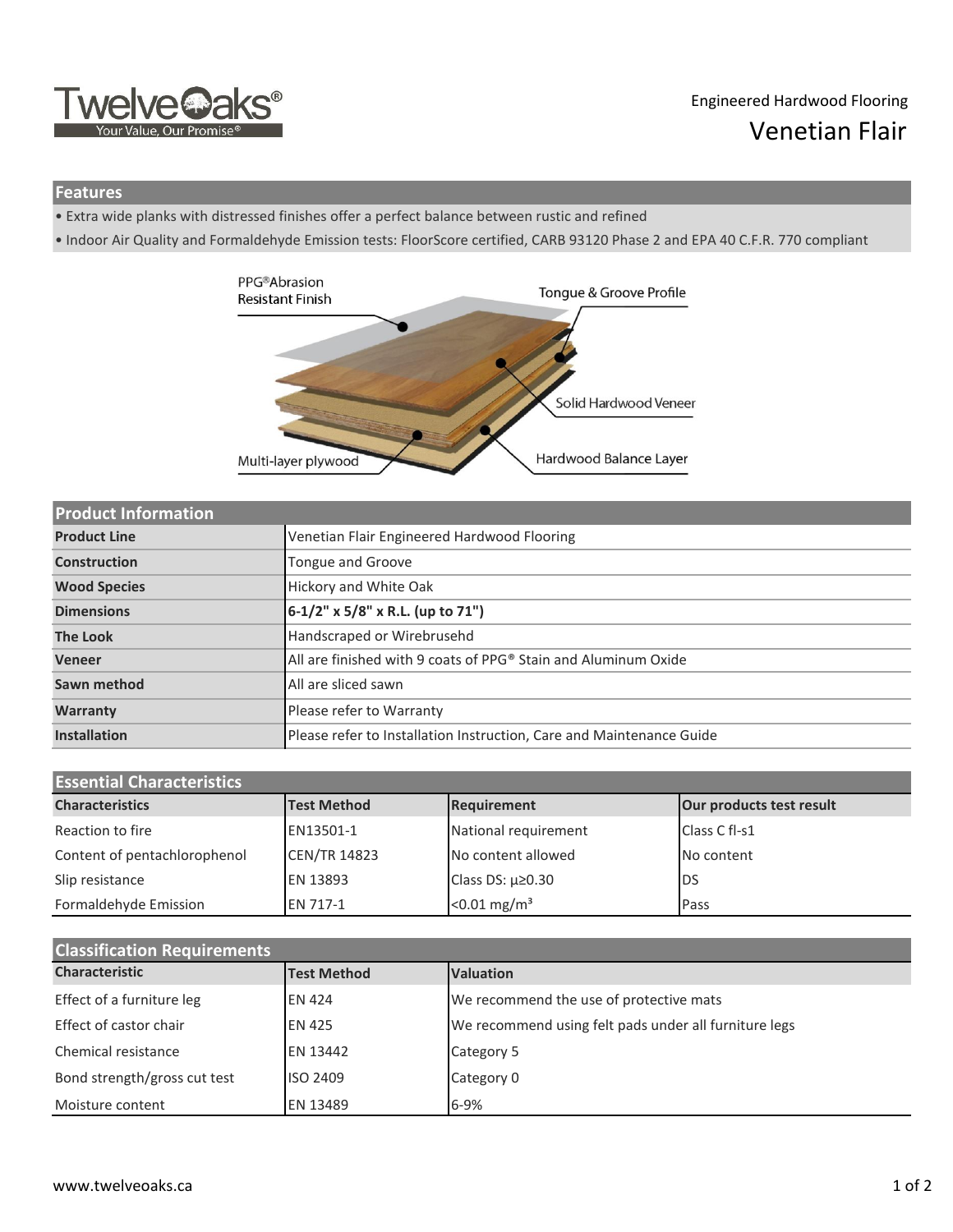Engineered Hardwood Flooring

# Venetian Flair

## Features

- Extra wide planks with distressed finishes offer a perfect balance between rustic and refined
- Indoor Air Quality and Formaldehyde Emission tests: FloorScore certified, CARB 93120 Phase 2 and EPA 40 C.F.R. 770 compliant

PPG®Abrasion Resistant Finish

Tongue & Groove Profile

Solid Hardwood Veneer

Multi-layer plywood

Hardwood Balance Layer

## Product Information

| | |
|---|---|
| **Product Line** | Venetian Flair Engineered Hardwood Flooring |
| **Construction** | Tongue and Groove |
| **Wood Species** | Hickory and White Oak |
| **Dimensions** | **6-1/2" x 5/8" x R.L. (up to 71")** |
| **The Look** | Handscraped or Wirebrusehd |
| **Veneer** | All are finished with 9 coats of PPG® Stain and Aluminum Oxide |
| **Sawn method** | All are sliced sawn |
| **Warranty** | Please refer to Warranty |
| **Installation** | Please refer to Installation Instruction, Care and Maintenance Guide |

## Essential Characteristics

| Characteristics | Test Method | Requirement | Our products test result |
|---|---|---|---|
| Reaction to fire | EN13501-1 | National requirement | Class C fl-s1 |
| Content of pentachlorophenol | CEN/TR 14823 | No content allowed | No content |
| Slip resistance | EN 13893 | Class DS: $\mu \geq 0.30$ | DS |
| Formaldehyde Emission | EN 717-1 | <0.01 mg/m³ | Pass |

## Classification Requirements

| Characteristic | Test Method | Valuation |
|---|---|---|
| Effect of a furniture leg | EN 424 | We recommend the use of protective mats |
| Effect of castor chair | EN 425 | We recommend using felt pads under all furniture legs |
| Chemical resistance | EN 13442 | Category 5 |
| Bond strength/gross cut test | ISO 2409 | Category 0 |
| Moisture content | EN 13489 | 6-9% |

www.twelveoaks.ca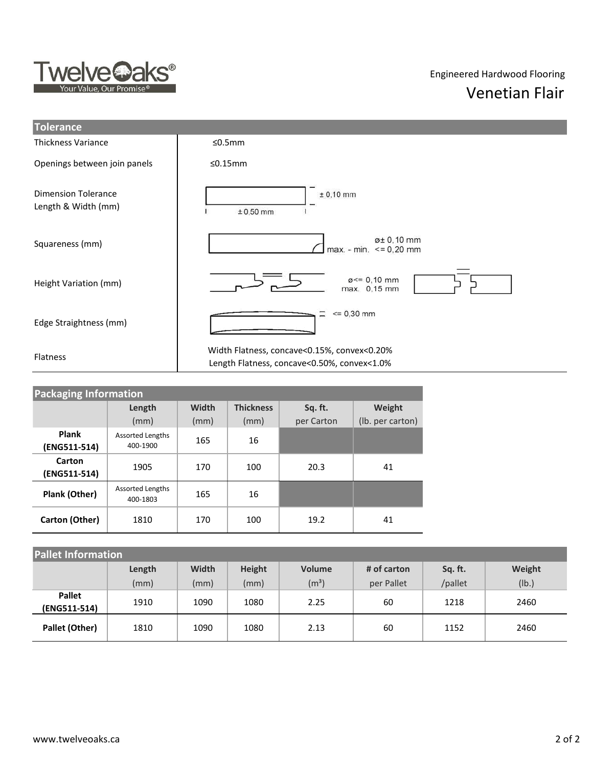Engineered Hardwood Flooring

# Venetian Flair

## Tolerance

| | |
|---|---|
| Thickness Variance | ≤0.5mm |
| Openings between join panels | ≤0.15mm |
| Dimension Tolerance Length & Width (mm) | ± 0,10 mm<br>± 0,50 mm |
| Squareness (mm) | ø± 0,10 mm<br>max. - min. <= 0,20 mm |
| Height Variation (mm) | ø<= 0,10 mm<br>max. 0,15 mm |
| Edge Straightness (mm) | <= 0,30 mm |
| Flatness | Width Flatness, concave<0.15%, convex<0.20%<br>Length Flatness, concave<0.50%, convex<1.0% |

## Packaging Information

| | Length (mm) | Width (mm) | Thickness (mm) | Sq. ft. per Carton | Weight (lb. per carton) |
|---|---|---|---|---|---|
| **Plank (ENG511-514)** | Assorted Lengths 400-1900 | 165 | 16 | | |
| **Carton (ENG511-514)** | 1905 | 170 | 100 | 20.3 | 41 |
| **Plank (Other)** | Assorted Lengths 400-1803 | 165 | 16 | | |
| **Carton (Other)** | 1810 | 170 | 100 | 19.2 | 41 |

## Pallet Information

| | Length (mm) | Width (mm) | Height (mm) | Volume ($m^3$) | # of carton per Pallet | Sq. ft. /pallet | Weight (lb.) |
|---|---|---|---|---|---|---|---|
| **Pallet (ENG511-514)** | 1910 | 1090 | 1080 | 2.25 | 60 | 1218 | 2460 |
| **Pallet (Other)** | 1810 | 1090 | 1080 | 2.13 | 60 | 1152 | 2460 |

www.twelveoaks.ca